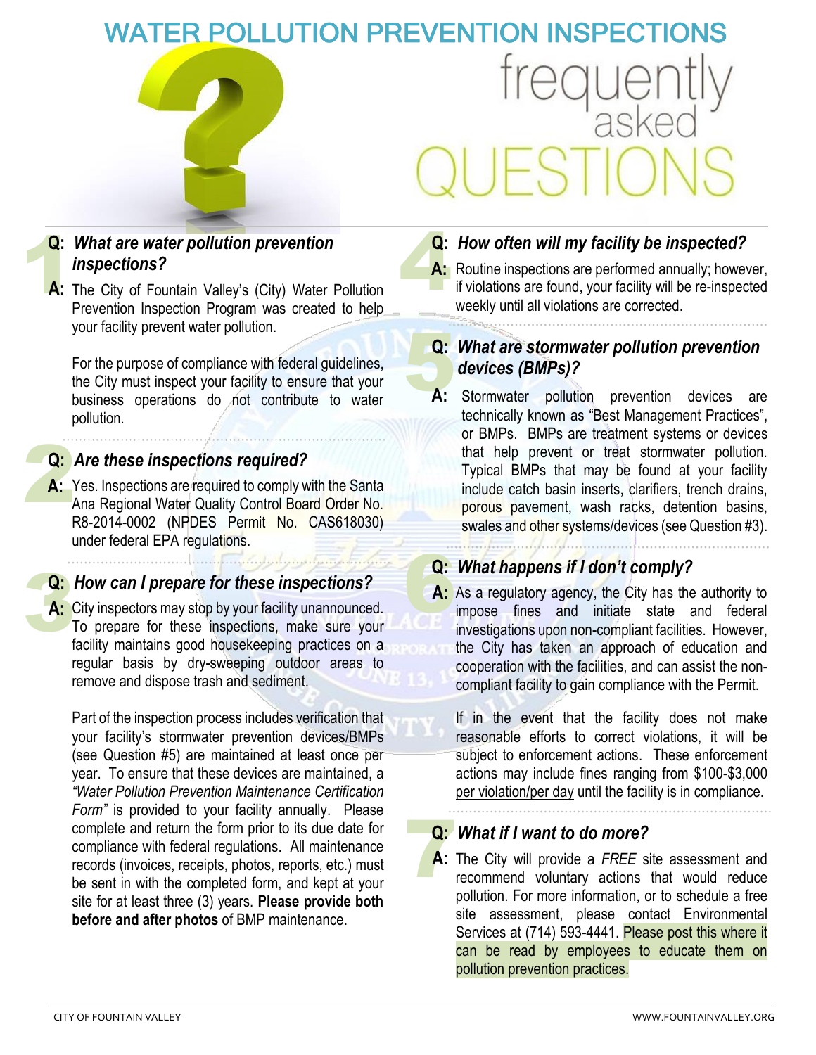# WATER POLLUTION PREVENTION INSPECTIONS

## frequently asked QUESTIONS

### 1

**Q:** ***What are water pollution prevention inspections?***

**A:** The City of Fountain Valley's (City) Water Pollution Prevention Inspection Program was created to help your facility prevent water pollution.

For the purpose of compliance with federal guidelines, the City must inspect your facility to ensure that your business operations do not contribute to water pollution.

### 2

**Q:** ***Are these inspections required?***

**A:** Yes. Inspections are required to comply with the Santa Ana Regional Water Quality Control Board Order No. R8-2014-0002 (NPDES Permit No. CAS618030) under federal EPA regulations.

### 3

**Q:** ***How can I prepare for these inspections?***

**A:** City inspectors may stop by your facility unannounced. To prepare for these inspections, make sure your facility maintains good housekeeping practices on a regular basis by dry-sweeping outdoor areas to remove and dispose trash and sediment.

Part of the inspection process includes verification that your facility's stormwater prevention devices/BMPs (see Question #5) are maintained at least once per year. To ensure that these devices are maintained, a *"Water Pollution Prevention Maintenance Certification Form"* is provided to your facility annually. Please complete and return the form prior to its due date for compliance with federal regulations. All maintenance records (invoices, receipts, photos, reports, etc.) must be sent in with the completed form, and kept at your site for at least three (3) years. **Please provide both before and after photos** of BMP maintenance.

### 4

**Q:** ***How often will my facility be inspected?***

**A:** Routine inspections are performed annually; however, if violations are found, your facility will be re-inspected weekly until all violations are corrected.

### 5

**Q:** ***What are stormwater pollution prevention devices (BMPs)?***

**A:** Stormwater pollution prevention devices are technically known as "Best Management Practices", or BMPs. BMPs are treatment systems or devices that help prevent or treat stormwater pollution. Typical BMPs that may be found at your facility include catch basin inserts, clarifiers, trench drains, porous pavement, wash racks, detention basins, swales and other systems/devices (see Question #3).

### 6

**Q:** ***What happens if I don't comply?***

**A:** As a regulatory agency, the City has the authority to impose fines and initiate state and federal investigations upon non-compliant facilities. However, the City has taken an approach of education and cooperation with the facilities, and can assist the non-compliant facility to gain compliance with the Permit.

If in the event that the facility does not make reasonable efforts to correct violations, it will be subject to enforcement actions. These enforcement actions may include fines ranging from $100-$3,000 per violation/per day until the facility is in compliance.

### 7

**Q:** ***What if I want to do more?***

**A:** The City will provide a *FREE* site assessment and recommend voluntary actions that would reduce pollution. For more information, or to schedule a free site assessment, please contact Environmental Services at (714) 593-4441. Please post this where it can be read by employees to educate them on pollution prevention practices.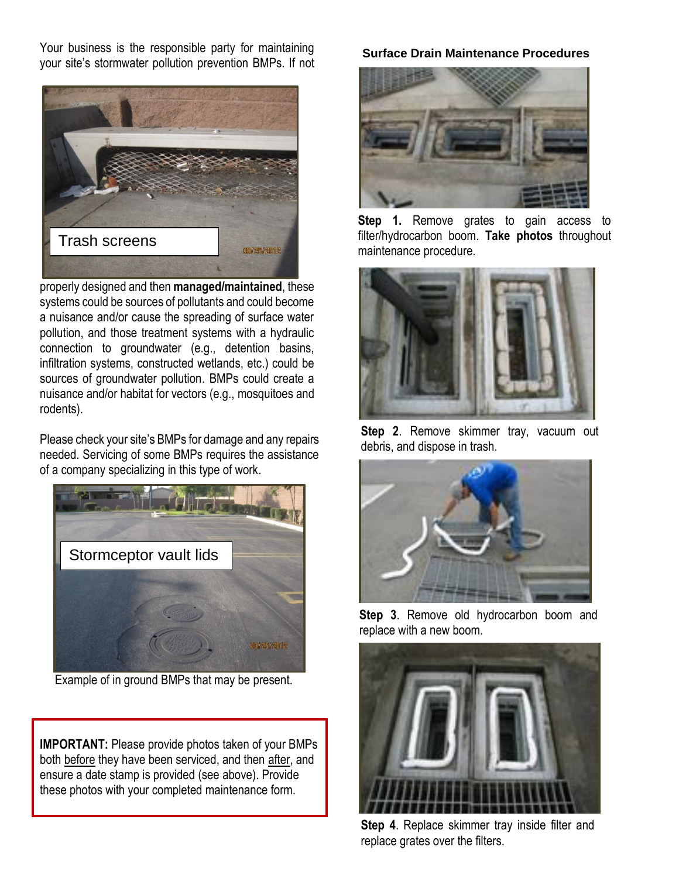Your business is the responsible party for maintaining your site's stormwater pollution prevention BMPs. If not properly designed and then **managed/maintained**, these systems could be sources of pollutants and could become a nuisance and/or cause the spreading of surface water pollution, and those treatment systems with a hydraulic connection to groundwater (e.g., detention basins, infiltration systems, constructed wetlands, etc.) could be sources of groundwater pollution. BMPs could create a nuisance and/or habitat for vectors (e.g., mosquitoes and rodents).

Trash screens

Please check your site's BMPs for damage and any repairs needed. Servicing of some BMPs requires the assistance of a company specializing in this type of work.

Stormceptor vault lids

Example of in ground BMPs that may be present.

**IMPORTANT:** Please provide photos taken of your BMPs both before they have been serviced, and then after, and ensure a date stamp is provided (see above). Provide these photos with your completed maintenance form.

**Surface Drain Maintenance Procedures**

**Step 1.** Remove grates to gain access to filter/hydrocarbon boom. **Take photos** throughout maintenance procedure.

**Step 2**. Remove skimmer tray, vacuum out debris, and dispose in trash.

**Step 3**. Remove old hydrocarbon boom and replace with a new boom.

**Step 4**. Replace skimmer tray inside filter and replace grates over the filters.